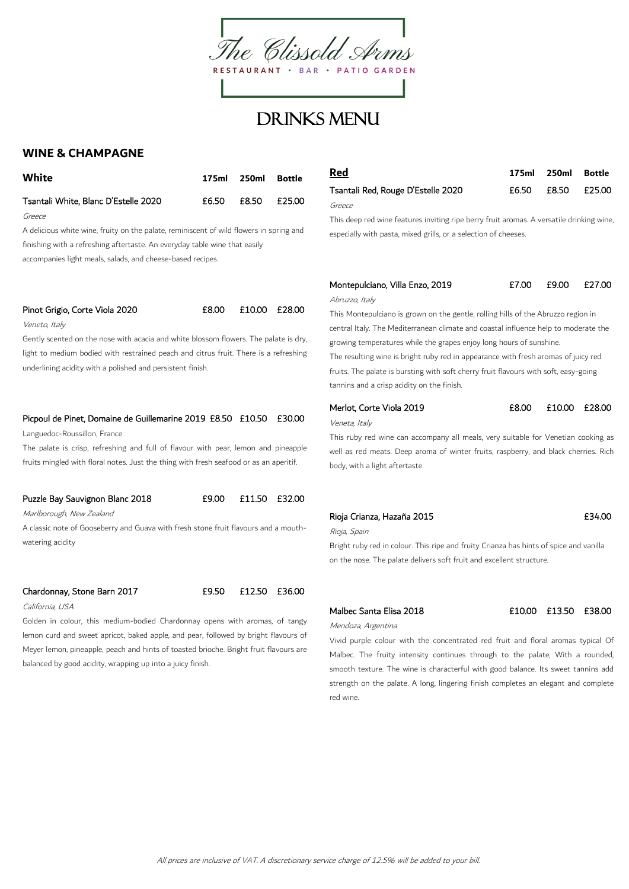# The Clissold Arms

RESTAURANT • BAR • PATIO GARDEN

# DRINKS MENU

## WINE & CHAMPAGNE

### White

| | 175ml | 250ml | Bottle |
|---|---|---|---|
| Tsantali White, Blanc D'Estelle 2020 | £6.50 | £8.50 | £25.00 |

*Greece*

A delicious white wine, fruity on the palate, reminiscent of wild flowers in spring and finishing with a refreshing aftertaste. An everyday table wine that easily accompanies light meals, salads, and cheese-based recipes.

| | 175ml | 250ml | Bottle |
|---|---|---|---|
| Pinot Grigio, Corte Viola 2020 | £8.00 | £10.00 | £28.00 |

*Veneto, Italy*

Gently scented on the nose with acacia and white blossom flowers. The palate is dry, light to medium bodied with restrained peach and citrus fruit. There is a refreshing underlining acidity with a polished and persistent finish.

| | 175ml | 250ml | Bottle |
|---|---|---|---|
| Picpoul de Pinet, Domaine de Guillemarine 2019 | £8.50 | £10.50 | £30.00 |

Languedoc-Roussillon, France

The palate is crisp, refreshing and full of flavour with pear, lemon and pineapple fruits mingled with floral notes. Just the thing with fresh seafood or as an aperitif.

| | 175ml | 250ml | Bottle |
|---|---|---|---|
| Puzzle Bay Sauvignon Blanc 2018 | £9.00 | £11.50 | £32.00 |

*Marlborough, New Zealand*

A classic note of Gooseberry and Guava with fresh stone fruit flavours and a mouth-watering acidity

| | 175ml | 250ml | Bottle |
|---|---|---|---|
| Chardonnay, Stone Barn 2017 | £9.50 | £12.50 | £36.00 |

*California, USA*

Golden in colour, this medium-bodied Chardonnay opens with aromas, of tangy lemon curd and sweet apricot, baked apple, and pear, followed by bright flavours of Meyer lemon, pineapple, peach and hints of toasted brioche. Bright fruit flavours are balanced by good acidity, wrapping up into a juicy finish.

### Red

| | 175ml | 250ml | Bottle |
|---|---|---|---|
| Tsantali Red, Rouge D'Estelle 2020 | £6.50 | £8.50 | £25.00 |

*Greece*

This deep red wine features inviting ripe berry fruit aromas. A versatile drinking wine, especially with pasta, mixed grills, or a selection of cheeses.

| | 175ml | 250ml | Bottle |
|---|---|---|---|
| Montepulciano, Villa Enzo, 2019 | £7.00 | £9.00 | £27.00 |

*Abruzzo, Italy*

This Montepulciano is grown on the gentle, rolling hills of the Abruzzo region in central Italy. The Mediterranean climate and coastal influence help to moderate the growing temperatures while the grapes enjoy long hours of sunshine.

The resulting wine is bright ruby red in appearance with fresh aromas of juicy red fruits. The palate is bursting with soft cherry fruit flavours with soft, easy-going tannins and a crisp acidity on the finish.

| | 175ml | 250ml | Bottle |
|---|---|---|---|
| Merlot, Corte Viola 2019 | £8.00 | £10.00 | £28.00 |

*Veneta, Italy*

This ruby red wine can accompany all meals, very suitable for Venetian cooking as well as red meats. Deep aroma of winter fruits, raspberry, and black cherries. Rich body, with a light aftertaste.

| | 175ml | 250ml | Bottle |
|---|---|---|---|
| Rioja Crianza, Hazaña 2015 | | | £34.00 |

*Rioja, Spain*

Bright ruby red in colour. This ripe and fruity Crianza has hints of spice and vanilla on the nose. The palate delivers soft fruit and excellent structure.

| | 175ml | 250ml | Bottle |
|---|---|---|---|
| Malbec Santa Elisa 2018 | £10.00 | £13.50 | £38.00 |

*Mendoza, Argentina*

Vivid purple colour with the concentrated red fruit and floral aromas typical Of Malbec. The fruity intensity continues through to the palate, With a rounded, smooth texture. The wine is characterful with good balance. Its sweet tannins add strength on the palate. A long, lingering finish completes an elegant and complete red wine.

*All prices are inclusive of VAT. A discretionary service charge of 12.5% will be added to your bill.*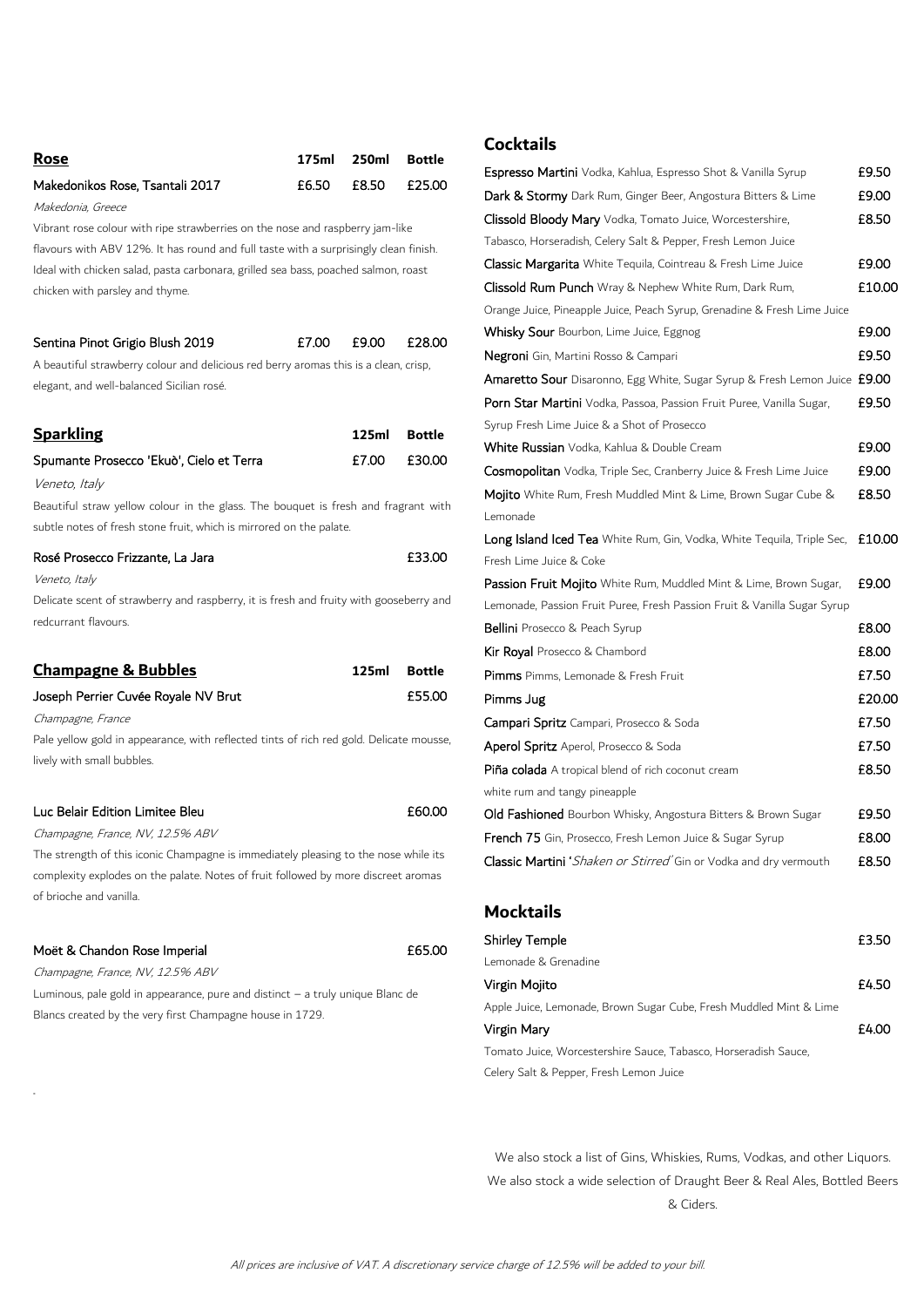## Rose

| | 175ml | 250ml | Bottle |
|---|---|---|---|
| Makedonikos Rose, Tsantali 2017 | £6.50 | £8.50 | £25.00 |

*Makedonia, Greece*

Vibrant rose colour with ripe strawberries on the nose and raspberry jam-like flavours with ABV 12%. It has round and full taste with a surprisingly clean finish. Ideal with chicken salad, pasta carbonara, grilled sea bass, poached salmon, roast chicken with parsley and thyme.

| | 175ml | 250ml | Bottle |
|---|---|---|---|
| Sentina Pinot Grigio Blush 2019 | £7.00 | £9.00 | £28.00 |

A beautiful strawberry colour and delicious red berry aromas this is a clean, crisp, elegant, and well-balanced Sicilian rosé.

## Sparkling

| | 125ml | Bottle |
|---|---|---|
| Spumante Prosecco 'Ekuò', Cielo et Terra | £7.00 | £30.00 |

*Veneto, Italy*

Beautiful straw yellow colour in the glass. The bouquet is fresh and fragrant with subtle notes of fresh stone fruit, which is mirrored on the palate.

| | 125ml | Bottle |
|---|---|---|
| Rosé Prosecco Frizzante, La Jara | | £33.00 |

*Veneto, Italy*

Delicate scent of strawberry and raspberry, it is fresh and fruity with gooseberry and redcurrant flavours.

## Champagne & Bubbles

| | 125ml | Bottle |
|---|---|---|
| Joseph Perrier Cuvée Royale NV Brut | | £55.00 |

*Champagne, France*

Pale yellow gold in appearance, with reflected tints of rich red gold. Delicate mousse, lively with small bubbles.

**Luc Belair Edition Limitee Bleu** — £60.00

*Champagne, France, NV, 12.5% ABV*

The strength of this iconic Champagne is immediately pleasing to the nose while its complexity explodes on the palate. Notes of fruit followed by more discreet aromas of brioche and vanilla.

**Moët & Chandon Rose Imperial** — £65.00

*Champagne, France, NV, 12.5% ABV*

Luminous, pale gold in appearance, pure and distinct – a truly unique Blanc de Blancs created by the very first Champagne house in 1729.

## Cocktails

| | |
|---|---|
| **Espresso Martini** Vodka, Kahlua, Espresso Shot & Vanilla Syrup | £9.50 |
| **Dark & Stormy** Dark Rum, Ginger Beer, Angostura Bitters & Lime | £9.00 |
| **Clissold Bloody Mary** Vodka, Tomato Juice, Worcestershire, Tabasco, Horseradish, Celery Salt & Pepper, Fresh Lemon Juice | £8.50 |
| **Classic Margarita** White Tequila, Cointreau & Fresh Lime Juice | £9.00 |
| **Clissold Rum Punch** Wray & Nephew White Rum, Dark Rum, Orange Juice, Pineapple Juice, Peach Syrup, Grenadine & Fresh Lime Juice | £10.00 |
| **Whisky Sour** Bourbon, Lime Juice, Eggnog | £9.00 |
| **Negroni** Gin, Martini Rosso & Campari | £9.50 |
| **Amaretto Sour** Disaronno, Egg White, Sugar Syrup & Fresh Lemon Juice | £9.00 |
| **Porn Star Martini** Vodka, Passoa, Passion Fruit Puree, Vanilla Sugar, Syrup Fresh Lime Juice & a Shot of Prosecco | £9.50 |
| **White Russian** Vodka, Kahlua & Double Cream | £9.00 |
| **Cosmopolitan** Vodka, Triple Sec, Cranberry Juice & Fresh Lime Juice | £9.00 |
| **Mojito** White Rum, Fresh Muddled Mint & Lime, Brown Sugar Cube & Lemonade | £8.50 |
| **Long Island Iced Tea** White Rum, Gin, Vodka, White Tequila, Triple Sec, Fresh Lime Juice & Coke | £10.00 |
| **Passion Fruit Mojito** White Rum, Muddled Mint & Lime, Brown Sugar, Lemonade, Passion Fruit Puree, Fresh Passion Fruit & Vanilla Sugar Syrup | £9.00 |
| **Bellini** Prosecco & Peach Syrup | £8.00 |
| **Kir Royal** Prosecco & Chambord | £8.00 |
| **Pimms** Pimms, Lemonade & Fresh Fruit | £7.50 |
| **Pimms Jug** | £20.00 |
| **Campari Spritz** Campari, Prosecco & Soda | £7.50 |
| **Aperol Spritz** Aperol, Prosecco & Soda | £7.50 |
| **Piña colada** A tropical blend of rich coconut cream white rum and tangy pineapple | £8.50 |
| **Old Fashioned** Bourbon Whisky, Angostura Bitters & Brown Sugar | £9.50 |
| **French 75** Gin, Prosecco, Fresh Lemon Juice & Sugar Syrup | £8.00 |
| **Classic Martini** '*Shaken or Stirred*' Gin or Vodka and dry vermouth | £8.50 |

## Mocktails

| | |
|---|---|
| **Shirley Temple** Lemonade & Grenadine | £3.50 |
| **Virgin Mojito** Apple Juice, Lemonade, Brown Sugar Cube, Fresh Muddled Mint & Lime | £4.50 |
| **Virgin Mary** Tomato Juice, Worcestershire Sauce, Tabasco, Horseradish Sauce, Celery Salt & Pepper, Fresh Lemon Juice | £4.00 |

We also stock a list of Gins, Whiskies, Rums, Vodkas, and other Liquors. We also stock a wide selection of Draught Beer & Real Ales, Bottled Beers & Ciders.

*All prices are inclusive of VAT. A discretionary service charge of 12.5% will be added to your bill.*